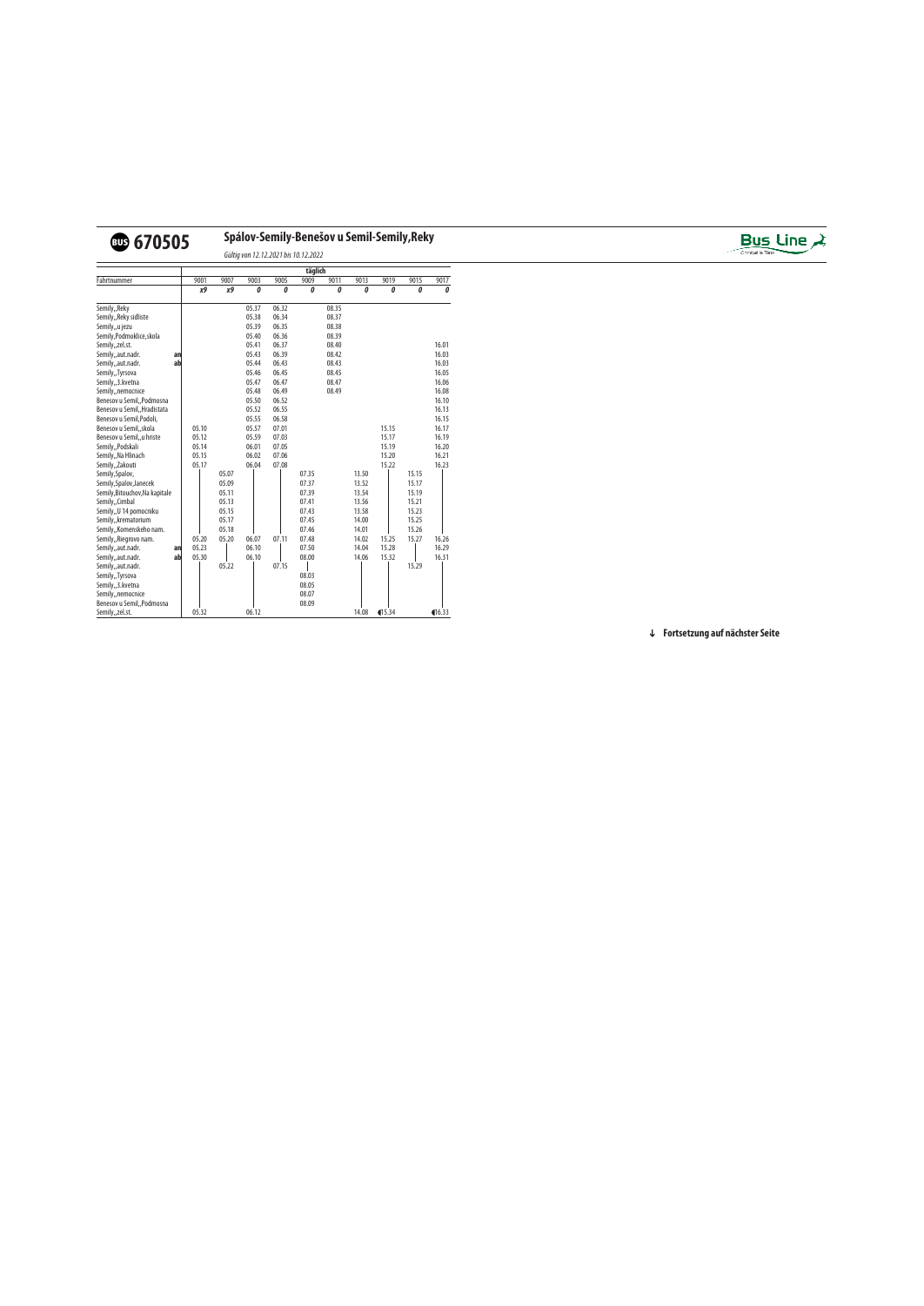# 670505 Spálov-Semily-Benešov u Semil-Semily,Reky

*Gültig von 12.12.2021 bis 10.12.2022*

| | | täglich | | | | | | | | | |
|---|---|---|---|---|---|---|---|---|---|---|---|
| Fahrtnummer | | 9001 | 9007 | 9003 | 9005 | 9009 | 9011 | 9013 | 9019 | 9015 | 9017 |
| | | x9 | x9 | 0 | 0 | 0 | 0 | 0 | 0 | 0 | 0 |
| Semily,,Reky | | | | 05.37 | 06.32 | | 08.35 | | | | |
| Semily,,Reky sidliste | | | | 05.38 | 06.34 | | 08.37 | | | | |
| Semily,,u jezu | | | | 05.39 | 06.35 | | 08.38 | | | | |
| Semily,Podmoklice,skola | | | | 05.40 | 06.36 | | 08.39 | | | | |
| Semily,,zel.st. | | | | 05.41 | 06.37 | | 08.40 | | | | 16.01 |
| Semily,,aut.nadr. | an | | | 05.43 | 06.39 | | 08.42 | | | | 16.03 |
| Semily,,aut.nadr. | ab | | | 05.44 | 06.43 | | 08.43 | | | | 16.03 |
| Semily,,Tyrsova | | | | 05.46 | 06.45 | | 08.45 | | | | 16.05 |
| Semily,,3.kvetna | | | | 05.47 | 06.47 | | 08.47 | | | | 16.06 |
| Semily,,nemocnice | | | | 05.48 | 06.49 | | 08.49 | | | | 16.08 |
| Benesov u Semil,,Podmosna | | | | 05.50 | 06.52 | | | | | | 16.10 |
| Benesov u Semil,,Hradistata | | | | 05.52 | 06.55 | | | | | | 16.13 |
| Benesov u Semil,Podoli, | | | | 05.55 | 06.58 | | | | | | 16.15 |
| Benesov u Semil,,skola | | 05.10 | | 05.57 | 07.01 | | | | 15.15 | | 16.17 |
| Benesov u Semil,,u hriste | | 05.12 | | 05.59 | 07.03 | | | | 15.17 | | 16.19 |
| Semily,,Podskali | | 05.14 | | 06.01 | 07.05 | | | | 15.19 | | 16.20 |
| Semily,,Na Hlinach | | 05.15 | | 06.02 | 07.06 | | | | 15.20 | | 16.21 |
| Semily,,Zakouti | | 05.17 | | 06.04 | 07.08 | | | | 15.22 | | 16.23 |
| Semily,Spalov, | | | 05.07 | \| | \| | 07.35 | | 13.50 | \| | 15.15 | \| |
| Semily,Spalov,Janecek | | | 05.09 | \| | \| | 07.37 | | 13.52 | \| | 15.17 | \| |
| Semily,Bitouchov,Na kapitale | | | 05.11 | \| | \| | 07.39 | | 13.54 | \| | 15.19 | \| |
| Semily,,Cimbal | | | 05.13 | \| | \| | 07.41 | | 13.56 | \| | 15.21 | \| |
| Semily,,U 14 pomocniku | | | 05.15 | \| | \| | 07.43 | | 13.58 | \| | 15.23 | \| |
| Semily,,krematorium | | | 05.17 | \| | \| | 07.45 | | 14.00 | \| | 15.25 | \| |
| Semily,,Komenskeho nam. | | | 05.18 | \| | \| | 07.46 | | 14.01 | \| | 15.26 | \| |
| Semily,,Riegrovo nam. | | 05.20 | 05.20 | 06.07 | 07.11 | 07.48 | | 14.02 | 15.25 | 15.27 | 16.26 |
| Semily,,aut.nadr. | an | 05.23 | \| | 06.10 | \| | 07.50 | | 14.04 | 15.28 | \| | 16.29 |
| Semily,,aut.nadr. | ab | 05.30 | \| | 06.10 | \| | 08.00 | | 14.06 | 15.32 | \| | 16.31 |
| Semily,,aut.nadr. | | | 05.22 | | 07.15 | \| | | | | 15.29 | |
| Semily,,Tyrsova | | | | | | 08.03 | | | | | |
| Semily,,3.kvetna | | | | | | 08.05 | | | | | |
| Semily,,nemocnice | | | | | | 08.07 | | | | | |
| Benesov u Semil,,Podmosna | | | | | | 08.09 | | | | | |
| Semily,,zel.st. | | 05.32 | | 06.12 | | | | 14.08 | ◖15.34 | | ◖16.33 |

**↓ Fortsetzung auf nächster Seite**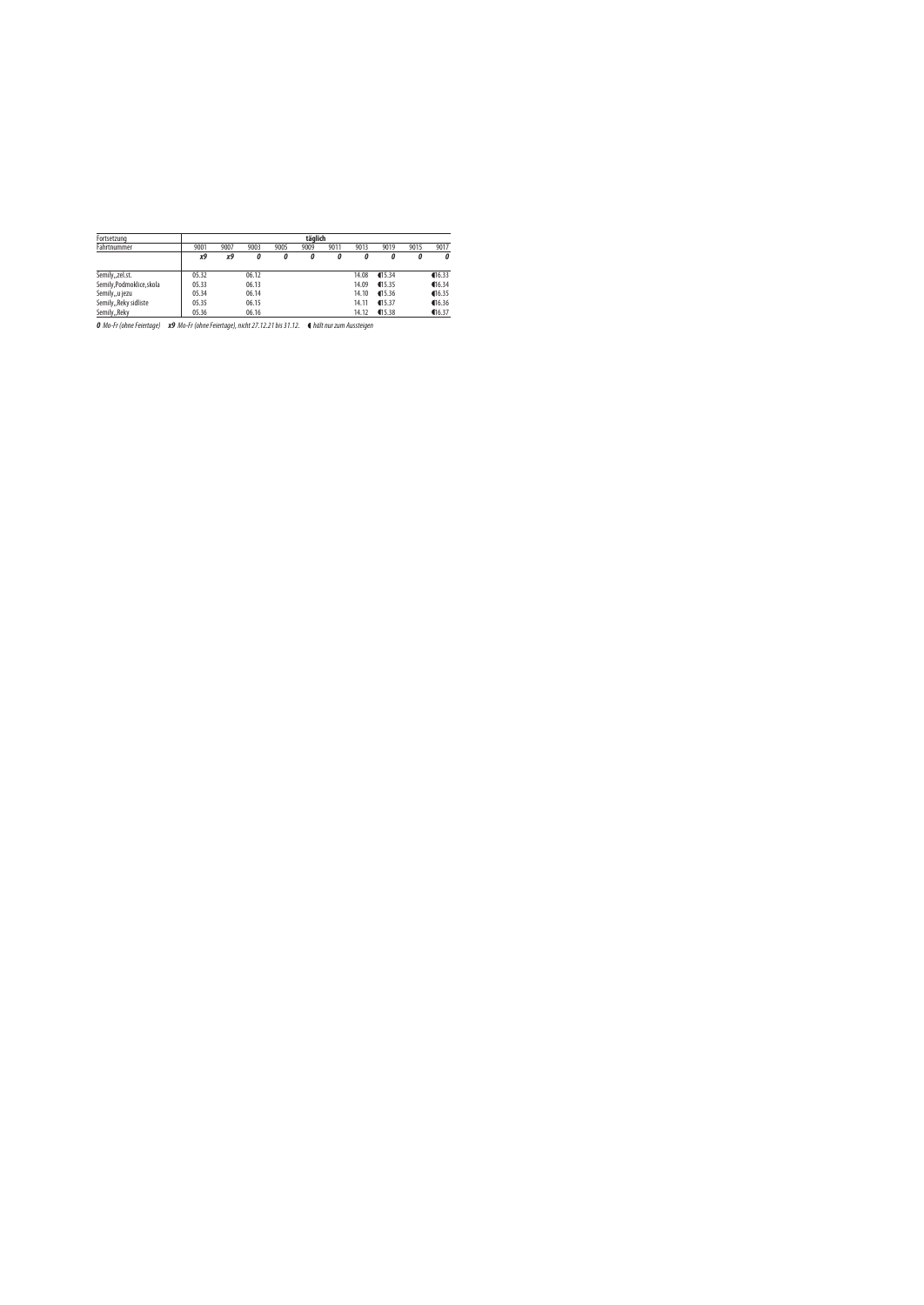| Fortsetzung | täglich | | | | | | | | | |
|---|---|---|---|---|---|---|---|---|---|---|
| Fahrtnummer | 9001 | 9007 | 9003 | 9005 | 9009 | 9011 | 9013 | 9019 | 9015 | 9017 |
| | *x9* | *x9* | *0* | *0* | *0* | *0* | *0* | *0* | *0* | *0* |
| Semily,,zel.st. | 05.32 | | 06.12 | | | | 14.08 | ◖15.34 | | ◖16.33 |
| Semily,Podmoklice,skola | 05.33 | | 06.13 | | | | 14.09 | ◖15.35 | | ◖16.34 |
| Semily,,u jezu | 05.34 | | 06.14 | | | | 14.10 | ◖15.36 | | ◖16.35 |
| Semily,,Reky sidliste | 05.35 | | 06.15 | | | | 14.11 | ◖15.37 | | ◖16.36 |
| Semily,,Reky | 05.36 | | 06.16 | | | | 14.12 | ◖15.38 | | ◖16.37 |

***0*** *Mo-Fr (ohne Feiertage)* ***x9*** *Mo-Fr (ohne Feiertage), nicht 27.12.21 bis 31.12.* ◖ *hält nur zum Aussteigen*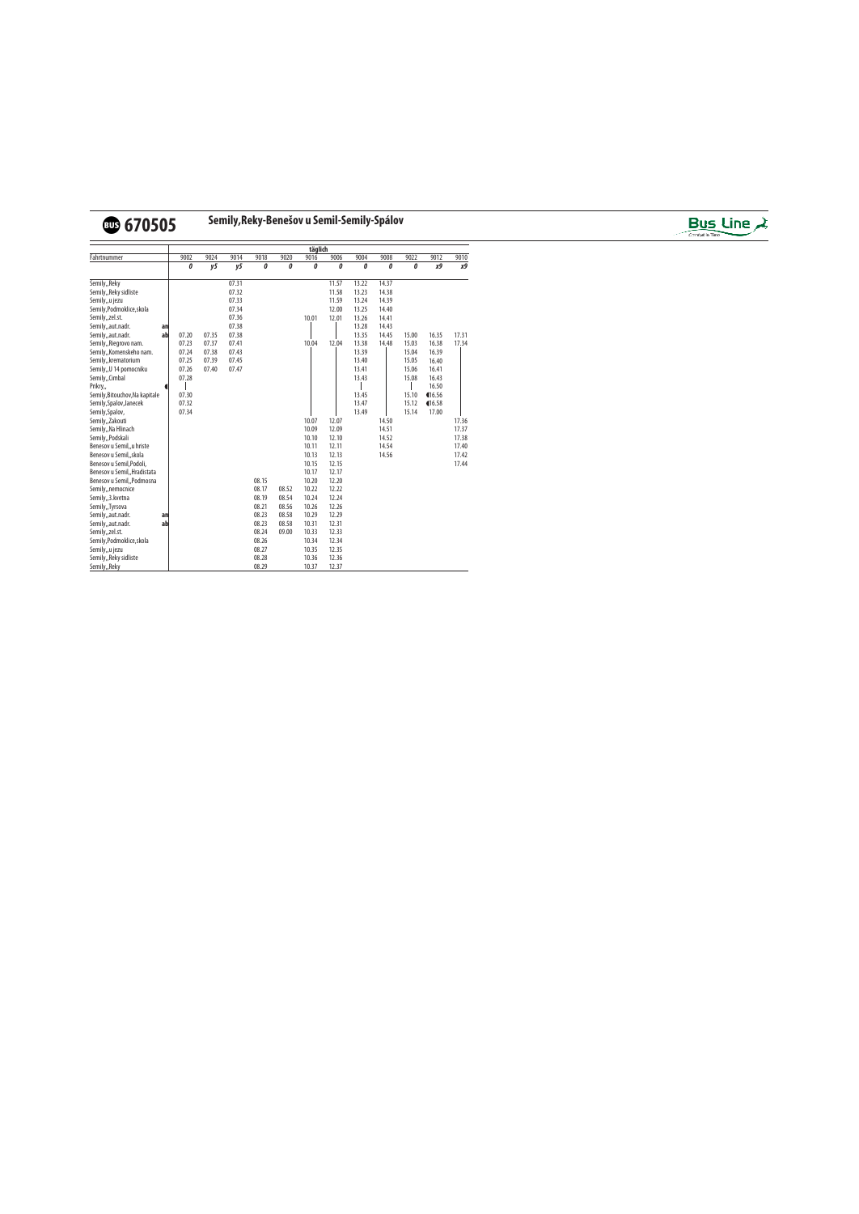# 670505 Semily,Reky-Benešov u Semil-Semily-Spálov

Bus Line

| | | täglich | | | | | | | | | | | |
|---|---|---|---|---|---|---|---|---|---|---|---|---|---|
| Fahrtnummer | | 9002 | 9024 | 9014 | 9018 | 9020 | 9016 | 9006 | 9004 | 9008 | 9022 | 9012 | 9010 |
| | | *0* | *y5* | *y5* | *0* | *0* | *0* | *0* | *0* | *0* | *0* | *x9* | *x9* |
| Semily,,Reky | | | | 07.31 | | | | 11.57 | 13.22 | 14.37 | | | |
| Semily,,Reky sidliste | | | | 07.32 | | | | 11.58 | 13.23 | 14.38 | | | |
| Semily,,u jezu | | | | 07.33 | | | | 11.59 | 13.24 | 14.39 | | | |
| Semily,Podmoklice,skola | | | | 07.34 | | | | 12.00 | 13.25 | 14.40 | | | |
| Semily,,zel.st. | | | | 07.36 | | | 10.01 | 12.01 | 13.26 | 14.41 | | | |
| Semily,,aut.nadr. | an | | | 07.38 | | | \| | \| | 13.28 | 14.43 | | | |
| Semily,,aut.nadr. | ab | 07.20 | 07.35 | 07.38 | | | \| | \| | 13.35 | 14.45 | 15.00 | 16.35 | 17.31 |
| Semily,,Riegrovo nam. | | 07.23 | 07.37 | 07.41 | | | 10.04 | 12.04 | 13.38 | 14.48 | 15.03 | 16.38 | 17.34 |
| Semily,,Komenskeho nam. | | 07.24 | 07.38 | 07.43 | | | | | 13.39 | \| | 15.04 | 16.39 | \| |
| Semily,,krematorium | | 07.25 | 07.39 | 07.45 | | | | | 13.40 | \| | 15.05 | 16.40 | \| |
| Semily,,U 14 pomocniku | | 07.26 | 07.40 | 07.47 | | | | | 13.41 | \| | 15.06 | 16.41 | \| |
| Semily,,Cimbal | | 07.28 | | | | | | | 13.43 | \| | 15.08 | 16.43 | \| |
| Prikry,, | ◖ | \| | | | | | | | \| | \| | \| | 16.50 | \| |
| Semily,Bitouchov,Na kapitale | | 07.30 | | | | | | | 13.45 | \| | 15.10 | ◖16.56 | \| |
| Semily,Spalov,Janecek | | 07.32 | | | | | | | 13.47 | \| | 15.12 | ◖16.58 | \| |
| Semily,Spalov, | | 07.34 | | | | | | | 13.49 | \| | 15.14 | 17.00 | \| |
| Semily,,Zakouti | | | | | | | 10.07 | 12.07 | | 14.50 | | | 17.36 |
| Semily,,Na Hlinach | | | | | | | 10.09 | 12.09 | | 14.51 | | | 17.37 |
| Semily,,Podskali | | | | | | | 10.10 | 12.10 | | 14.52 | | | 17.38 |
| Benesov u Semil,,u hriste | | | | | | | 10.11 | 12.11 | | 14.54 | | | 17.40 |
| Benesov u Semil,,skola | | | | | | | 10.13 | 12.13 | | 14.56 | | | 17.42 |
| Benesov u Semil,Podoli, | | | | | | | 10.15 | 12.15 | | | | | 17.44 |
| Benesov u Semil,,Hradistata | | | | | | | 10.17 | 12.17 | | | | | |
| Benesov u Semil,,Podmosna | | | | | 08.15 | | 10.20 | 12.20 | | | | | |
| Semily,,nemocnice | | | | | 08.17 | 08.52 | 10.22 | 12.22 | | | | | |
| Semily,,3.kvetna | | | | | 08.19 | 08.54 | 10.24 | 12.24 | | | | | |
| Semily,,Tyrsova | | | | | 08.21 | 08.56 | 10.26 | 12.26 | | | | | |
| Semily,,aut.nadr. | an | | | | 08.23 | 08.58 | 10.29 | 12.29 | | | | | |
| Semily,,aut.nadr. | ab | | | | 08.23 | 08.58 | 10.31 | 12.31 | | | | | |
| Semily,,zel.st. | | | | | 08.24 | 09.00 | 10.33 | 12.33 | | | | | |
| Semily,Podmoklice,skola | | | | | 08.26 | | 10.34 | 12.34 | | | | | |
| Semily,,u jezu | | | | | 08.27 | | 10.35 | 12.35 | | | | | |
| Semily,,Reky sidliste | | | | | 08.28 | | 10.36 | 12.36 | | | | | |
| Semily,,Reky | | | | | 08.29 | | 10.37 | 12.37 | | | | | |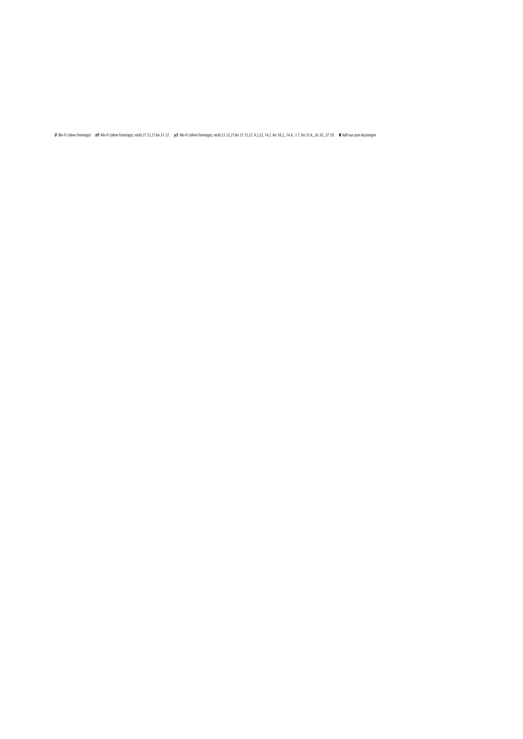**0** *Mo-Fr (ohne Feiertage)* **x9** *Mo-Fr (ohne Feiertage), nicht 27.12.21 bis 31.12.* **y5** *Mo-Fr (ohne Feiertage), nicht 23.12.21 bis 31.12.21, 4.2.22, 14.2. bis 18.2., 14.4., 1.7. bis 31.8., 26.10., 27.10.* **(** *hält nur zum Aussteigen*